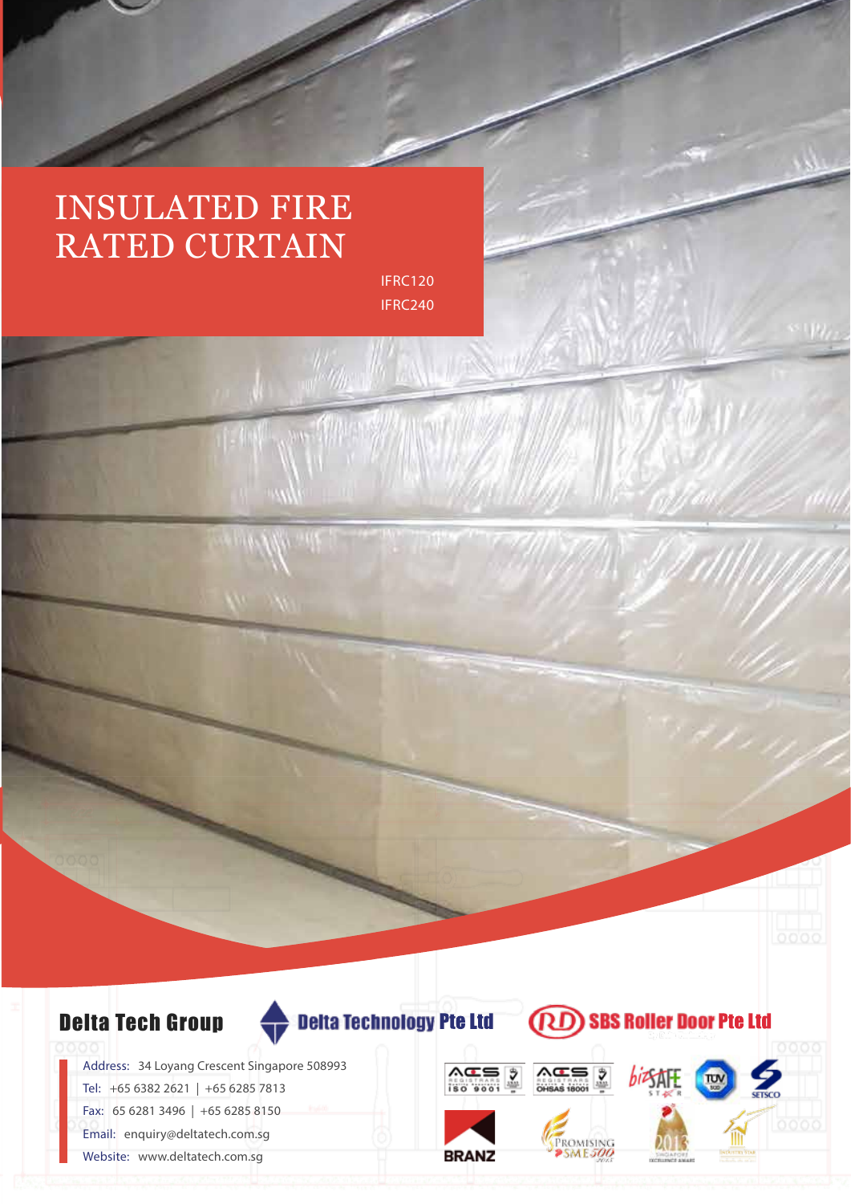# INSULATED FIRE RATED CURTAIN

IFRC120
IFRC240

**Delta Tech Group** | **Delta Technology Pte Ltd** | **SBS Roller Door Pte Ltd**

Address: 34 Loyang Crescent Singapore 508993
Tel: +65 6382 2621 | +65 6285 7813
Fax: 65 6281 3496 | +65 6285 8150
Email: enquiry@deltatech.com.sg
Website: www.deltatech.com.sg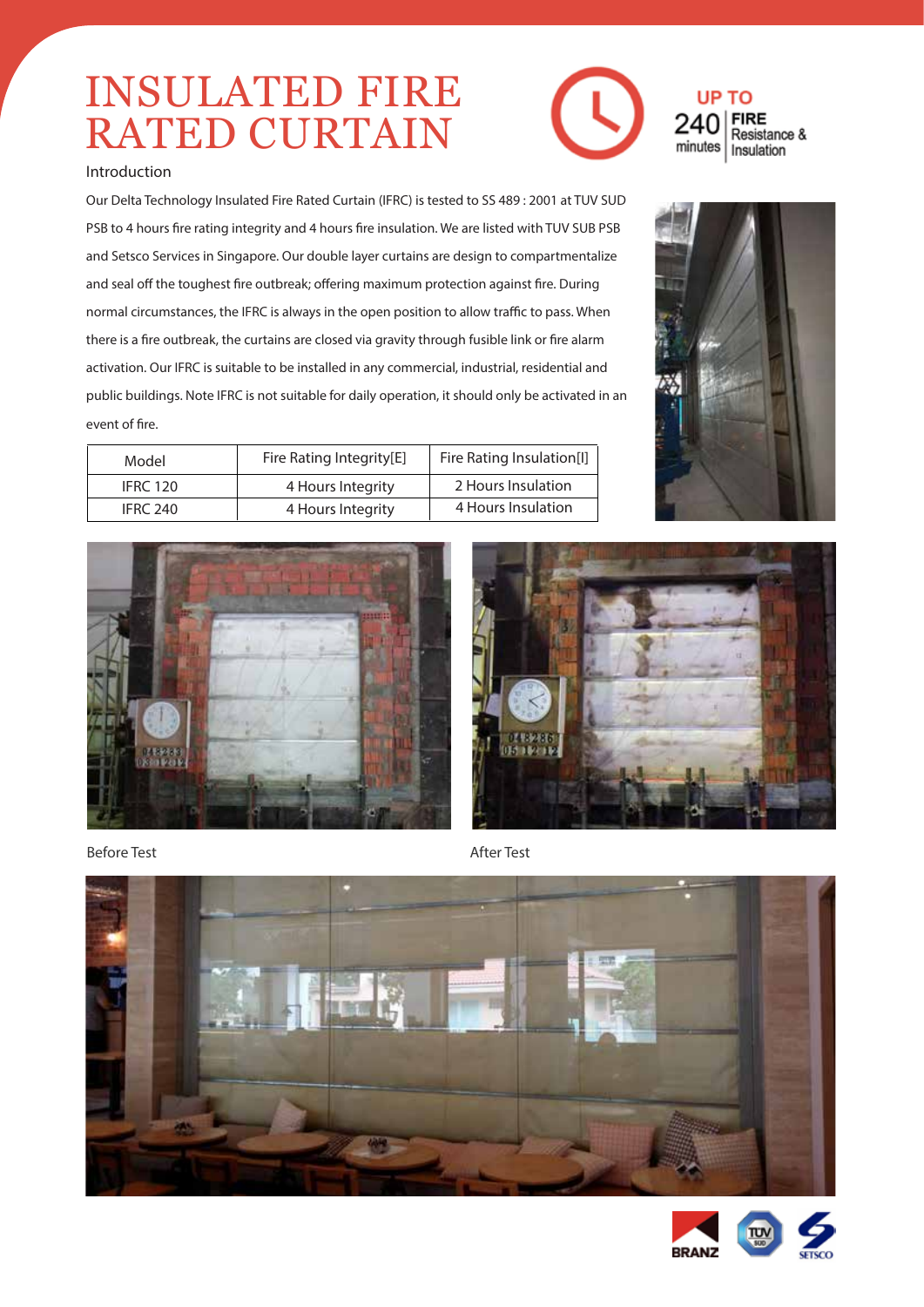# INSULATED FIRE RATED CURTAIN

UP TO 240 minutes FIRE Resistance & Insulation

## Introduction

Our Delta Technology Insulated Fire Rated Curtain (IFRC) is tested to SS 489 : 2001 at TUV SUD PSB to 4 hours fire rating integrity and 4 hours fire insulation. We are listed with TUV SUB PSB and Setsco Services in Singapore. Our double layer curtains are design to compartmentalize and seal off the toughest fire outbreak; offering maximum protection against fire. During normal circumstances, the IFRC is always in the open position to allow traffic to pass. When there is a fire outbreak, the curtains are closed via gravity through fusible link or fire alarm activation. Our IFRC is suitable to be installed in any commercial, industrial, residential and public buildings. Note IFRC is not suitable for daily operation, it should only be activated in an event of fire.

| Model | Fire Rating Integrity[E] | Fire Rating Insulation[I] |
|---|---|---|
| IFRC 120 | 4 Hours Integrity | 2 Hours Insulation |
| IFRC 240 | 4 Hours Integrity | 4 Hours Insulation |

Before Test

After Test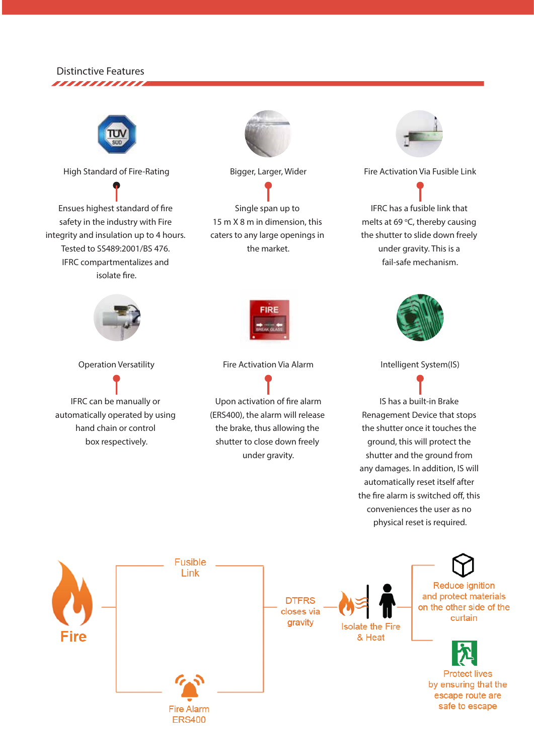## Distinctive Features

### High Standard of Fire-Rating

Ensues highest standard of fire safety in the industry with Fire integrity and insulation up to 4 hours. Tested to SS489:2001/BS 476. IFRC compartmentalizes and isolate fire.

### Bigger, Larger, Wider

Single span up to 15 m X 8 m in dimension, this caters to any large openings in the market.

### Fire Activation Via Fusible Link

IFRC has a fusible link that melts at 69 °C, thereby causing the shutter to slide down freely under gravity. This is a fail-safe mechanism.

### Operation Versatility

IFRC can be manually or automatically operated by using hand chain or control box respectively.

### Fire Activation Via Alarm

Upon activation of fire alarm (ERS400), the alarm will release the brake, thus allowing the shutter to close down freely under gravity.

### Intelligent System(IS)

IS has a built-in Brake Renagement Device that stops the shutter once it touches the ground, this will protect the shutter and the ground from any damages. In addition, IS will automatically reset itself after the fire alarm is switched off, this conveniences the user as no physical reset is required.

---

Fire

Fusible Link

Fire Alarm ERS400

DTFRS closes via gravity

Isolate the Fire & Heat

Reduce ignition and protect materials on the other side of the curtain

Protect lives by ensuring that the escape route are safe to escape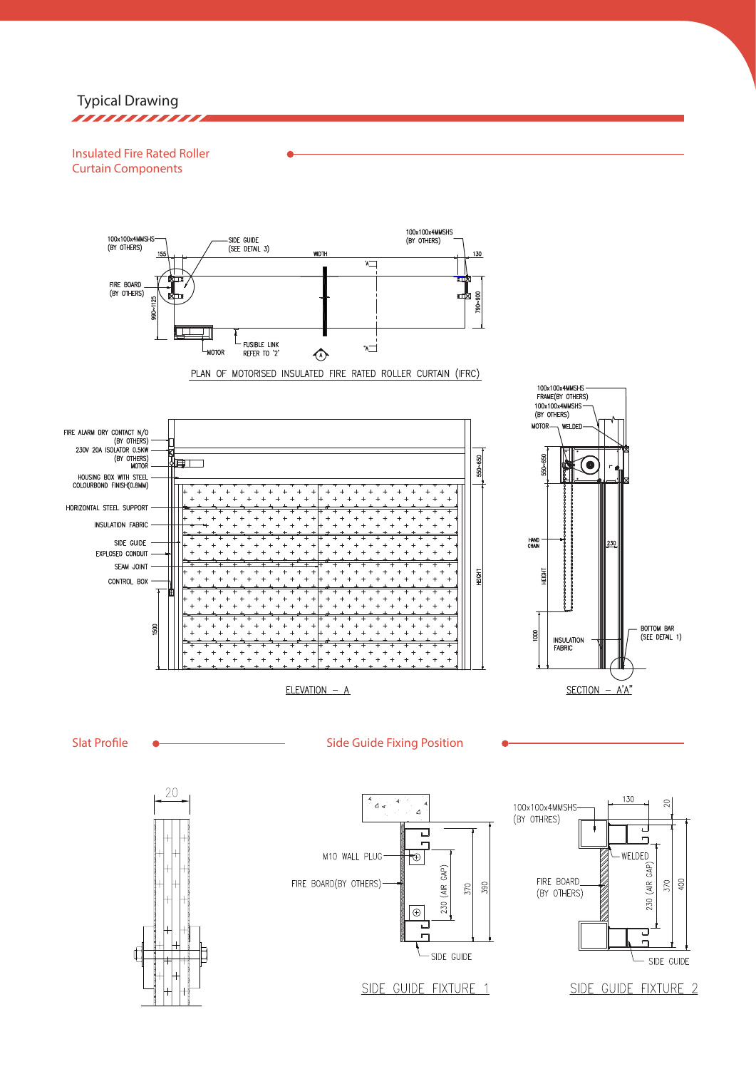## Typical Drawing

### Insulated Fire Rated Roller Curtain Components

100x100x4MMSHS (BY OTHERS)

SIDE GUIDE (SEE DETAIL 3)

100x100x4MMSHS (BY OTHERS)

155 WIDTH 130

FIRE BOARD (BY OTHERS)

990~1125

790~800

MOTOR

FUSIBLE LINK REFER TO "2"

PLAN OF MOTORISED INSULATED FIRE RATED ROLLER CURTAIN (IFRC)

FIRE ALARM DRY CONTACT N/O (BY OTHERS)

230V 20A ISOLATOR 0.5KW (BY OTHERS)

MOTOR

HOUSING BOX WITH STEEL COLOURBOND FINISH(0.8MM)

HORIZONTAL STEEL SUPPORT

INSULATION FABRIC

SIDE GUIDE

EXPLOSED CONDUIT

SEAM JOINT

CONTROL BOX

1500

550~650

HEIGHT

ELEVATION – A

100x100x4MMSHS FRAME(BY OTHERS)

100x100x4MMSHS (BY OTHERS)

MOTOR

WELDED

550~650

HAND CHAIN

230

HEIGHT

1000

INSULATION FABRIC

BOTTOM BAR (SEE DETAIL 1)

SECTION – A'A"

### Slat Profile

20

### Side Guide Fixing Position

M10 WALL PLUG

FIRE BOARD(BY OTHERS)

230 (AIR GAP)

370

390

SIDE GUIDE

SIDE GUIDE FIXTURE 1

100x100x4MMSHS (BY OTHRES)

130

20

WELDED

FIRE BOARD (BY OTHERS)

230 (AIR GAP)

370

400

SIDE GUIDE

SIDE GUIDE FIXTURE 2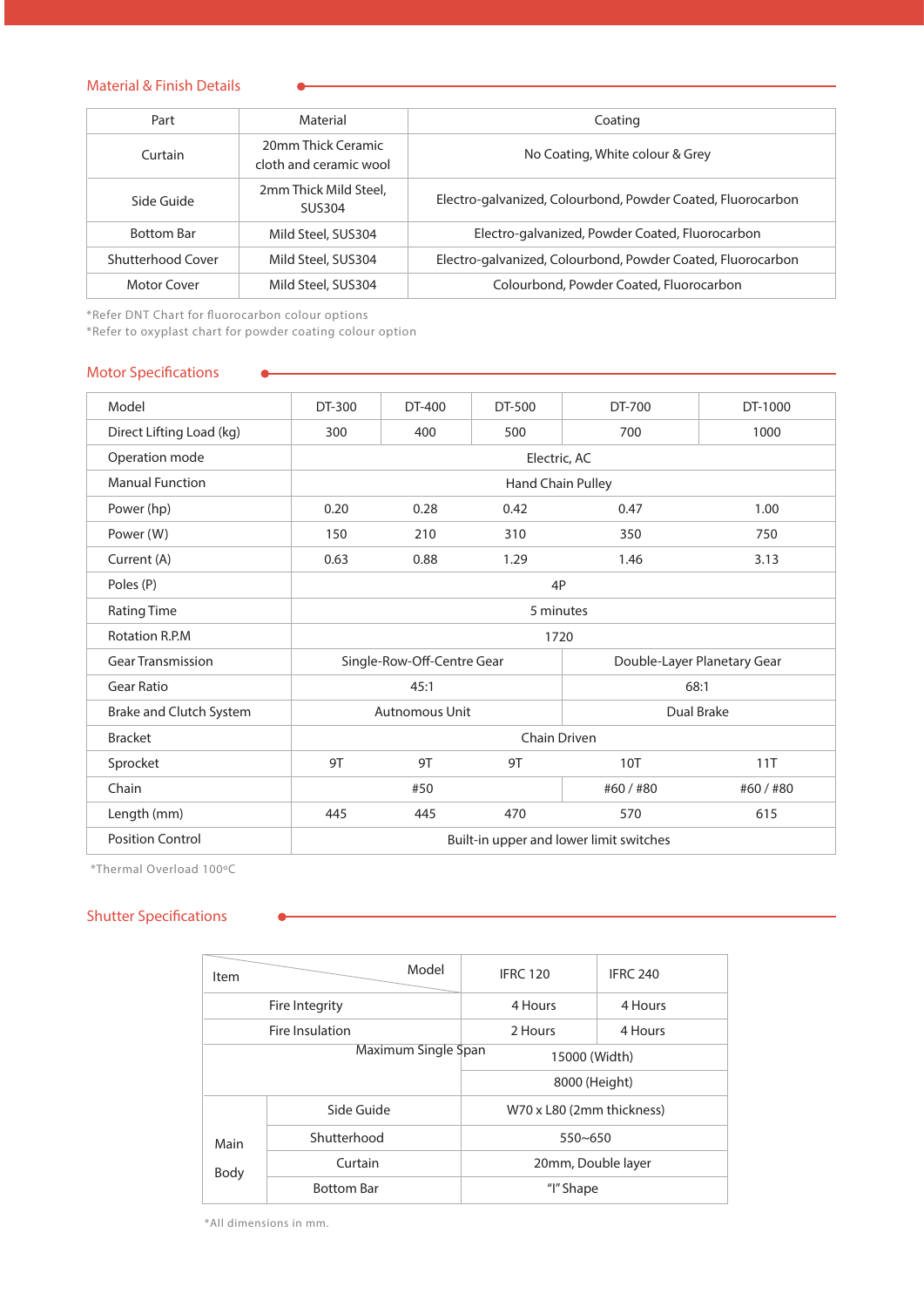## Material & Finish Details

| Part | Material | Coating |
|---|---|---|
| Curtain | 20mm Thick Ceramic cloth and ceramic wool | No Coating, White colour & Grey |
| Side Guide | 2mm Thick Mild Steel, SUS304 | Electro-galvanized, Colourbond, Powder Coated, Fluorocarbon |
| Bottom Bar | Mild Steel, SUS304 | Electro-galvanized, Powder Coated, Fluorocarbon |
| Shutterhood Cover | Mild Steel, SUS304 | Electro-galvanized, Colourbond, Powder Coated, Fluorocarbon |
| Motor Cover | Mild Steel, SUS304 | Colourbond, Powder Coated, Fluorocarbon |

*Refer DNT Chart for fluorocarbon colour options
*Refer to oxyplast chart for powder coating colour option

## Motor Specifications

| Model | DT-300 | DT-400 | DT-500 | DT-700 | DT-1000 |
|---|---|---|---|---|---|
| Direct Lifting Load (kg) | 300 | 400 | 500 | 700 | 1000 |
| Operation mode | Electric, AC | | | | |
| Manual Function | Hand Chain Pulley | | | | |
| Power (hp) | 0.20 | 0.28 | 0.42 | 0.47 | 1.00 |
| Power (W) | 150 | 210 | 310 | 350 | 750 |
| Current (A) | 0.63 | 0.88 | 1.29 | 1.46 | 3.13 |
| Poles (P) | 4P | | | | |
| Rating Time | 5 minutes | | | | |
| Rotation R.P.M | 1720 | | | | |
| Gear Transmission | Single-Row-Off-Centre Gear | | | Double-Layer Planetary Gear | |
| Gear Ratio | 45:1 | | | 68:1 | |
| Brake and Clutch System | Autnomous Unit | | | Dual Brake | |
| Bracket | Chain Driven | | | | |
| Sprocket | 9T | 9T | 9T | 10T | 11T |
| Chain | #50 | | | #60 / #80 | #60 / #80 |
| Length (mm) | 445 | 445 | 470 | 570 | 615 |
| Position Control | Built-in upper and lower limit switches | | | | |

*Thermal Overload 100ºC

## Shutter Specifications

| Item \ Model | | IFRC 120 | IFRC 240 |
|---|---|---|---|
| Fire Integrity | | 4 Hours | 4 Hours |
| Fire Insulation | | 2 Hours | 4 Hours |
| Maximum Single Span | | 15000 (Width) | |
| | | 8000 (Height) | |
| Main Body | Side Guide | W70 x L80 (2mm thickness) | |
| | Shutterhood | 550~650 | |
| | Curtain | 20mm, Double layer | |
| | Bottom Bar | "I" Shape | |

*All dimensions in mm.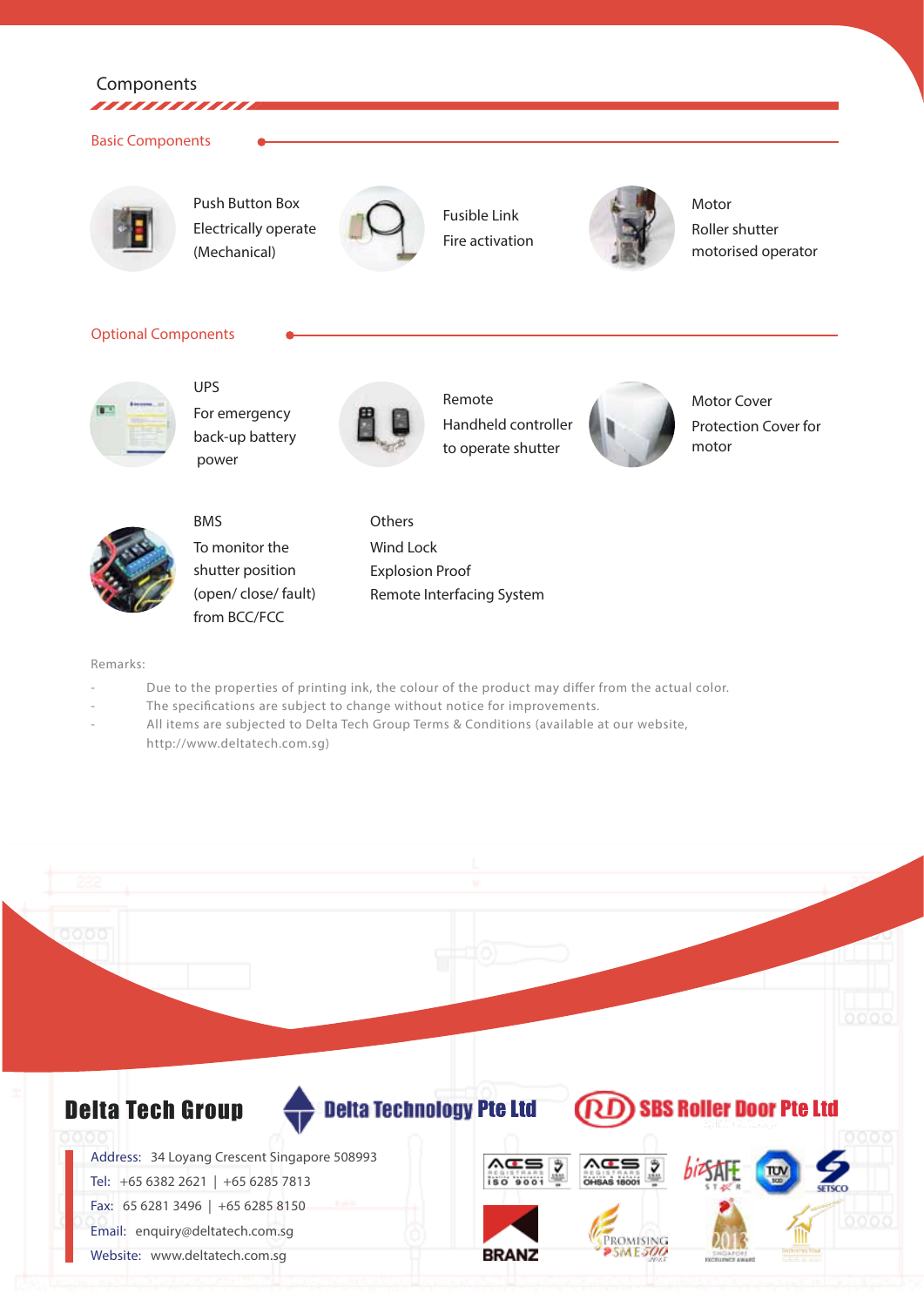## Components

### Basic Components

**Push Button Box**
Electrically operate
(Mechanical)

**Fusible Link**
Fire activation

**Motor**
Roller shutter
motorised operator

### Optional Components

**UPS**
For emergency
back-up battery
power

**Remote**
Handheld controller
to operate shutter

**Motor Cover**
Protection Cover for
motor

**BMS**
To monitor the
shutter position
(open/ close/ fault)
from BCC/FCC

**Others**
Wind Lock
Explosion Proof
Remote Interfacing System

Remarks:

- Due to the properties of printing ink, the colour of the product may differ from the actual color.
- The specifications are subject to change without notice for improvements.
- All items are subjected to Delta Tech Group Terms & Conditions (available at our website, http://www.deltatech.com.sg)

**Delta Tech Group** | **Delta Technology Pte Ltd** | **SBS Roller Door Pte Ltd**

Address: 34 Loyang Crescent Singapore 508993
Tel: +65 6382 2621 | +65 6285 7813
Fax: 65 6281 3496 | +65 6285 8150
Email: enquiry@deltatech.com.sg
Website: www.deltatech.com.sg